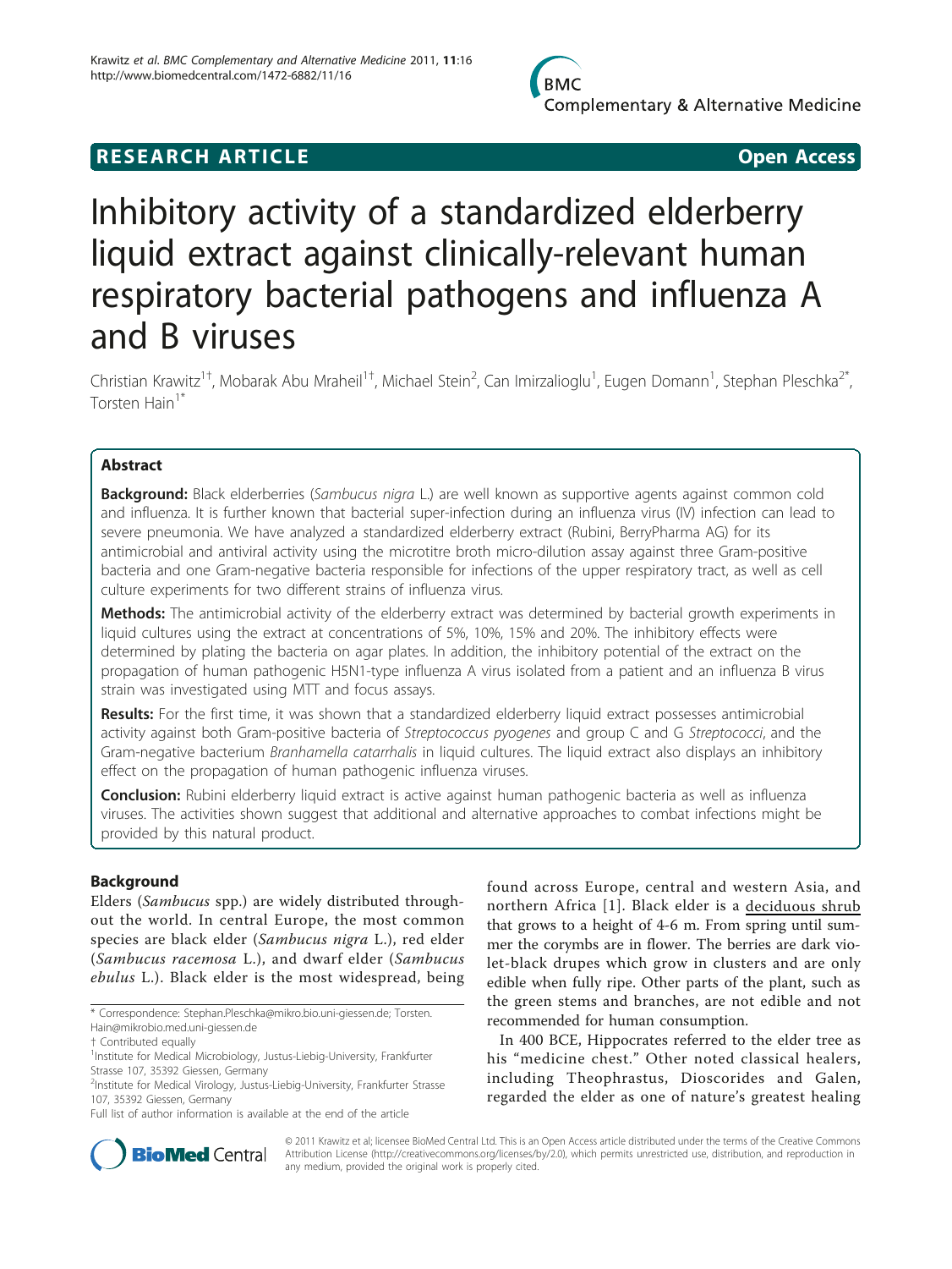RESEARCH ARTICLE Open Access

# Inhibitory activity of a standardized elderberry liquid extract against clinically-relevant human respiratory bacterial pathogens and influenza A and B viruses

Christian Krawitz[1†], Mobarak Abu Mraheil[1†], Michael Stein[2], Can Imirzalioglu[1], Eugen Domann[1], Stephan Pleschka[2*], Torsten Hain[1*]

## Abstract

**Background:** Black elderberries (*Sambucus nigra* L.) are well known as supportive agents against common cold and influenza. It is further known that bacterial super-infection during an influenza virus (IV) infection can lead to severe pneumonia. We have analyzed a standardized elderberry extract (Rubini, BerryPharma AG) for its antimicrobial and antiviral activity using the microtitre broth micro-dilution assay against three Gram-positive bacteria and one Gram-negative bacteria responsible for infections of the upper respiratory tract, as well as cell culture experiments for two different strains of influenza virus.

**Methods:** The antimicrobial activity of the elderberry extract was determined by bacterial growth experiments in liquid cultures using the extract at concentrations of 5%, 10%, 15% and 20%. The inhibitory effects were determined by plating the bacteria on agar plates. In addition, the inhibitory potential of the extract on the propagation of human pathogenic H5N1-type influenza A virus isolated from a patient and an influenza B virus strain was investigated using MTT and focus assays.

**Results:** For the first time, it was shown that a standardized elderberry liquid extract possesses antimicrobial activity against both Gram-positive bacteria of *Streptococcus pyogenes* and group C and G *Streptococci*, and the Gram-negative bacterium *Branhamella catarrhalis* in liquid cultures. The liquid extract also displays an inhibitory effect on the propagation of human pathogenic influenza viruses.

**Conclusion:** Rubini elderberry liquid extract is active against human pathogenic bacteria as well as influenza viruses. The activities shown suggest that additional and alternative approaches to combat infections might be provided by this natural product.

## Background

Elders (*Sambucus* spp.) are widely distributed throughout the world. In central Europe, the most common species are black elder (*Sambucus nigra* L.), red elder (*Sambucus racemosa* L.), and dwarf elder (*Sambucus ebulus* L.). Black elder is the most widespread, being found across Europe, central and western Asia, and northern Africa [1]. Black elder is a deciduous shrub that grows to a height of 4-6 m. From spring until summer the corymbs are in flower. The berries are dark violet-black drupes which grow in clusters and are only edible when fully ripe. Other parts of the plant, such as the green stems and branches, are not edible and not recommended for human consumption.

In 400 BCE, Hippocrates referred to the elder tree as his "medicine chest." Other noted classical healers, including Theophrastus, Dioscorides and Galen, regarded the elder as one of nature's greatest healing

\* Correspondence: Stephan.Pleschka@mikro.bio.uni-giessen.de; Torsten.Hain@mikrobio.med.uni-giessen.de
† Contributed equally
[1]Institute for Medical Microbiology, Justus-Liebig-University, Frankfurter Strasse 107, 35392 Giessen, Germany
[2]Institute for Medical Virology, Justus-Liebig-University, Frankfurter Strasse 107, 35392 Giessen, Germany
Full list of author information is available at the end of the article

© 2011 Krawitz et al; licensee BioMed Central Ltd. This is an Open Access article distributed under the terms of the Creative Commons Attribution License (http://creativecommons.org/licenses/by/2.0), which permits unrestricted use, distribution, and reproduction in any medium, provided the original work is properly cited.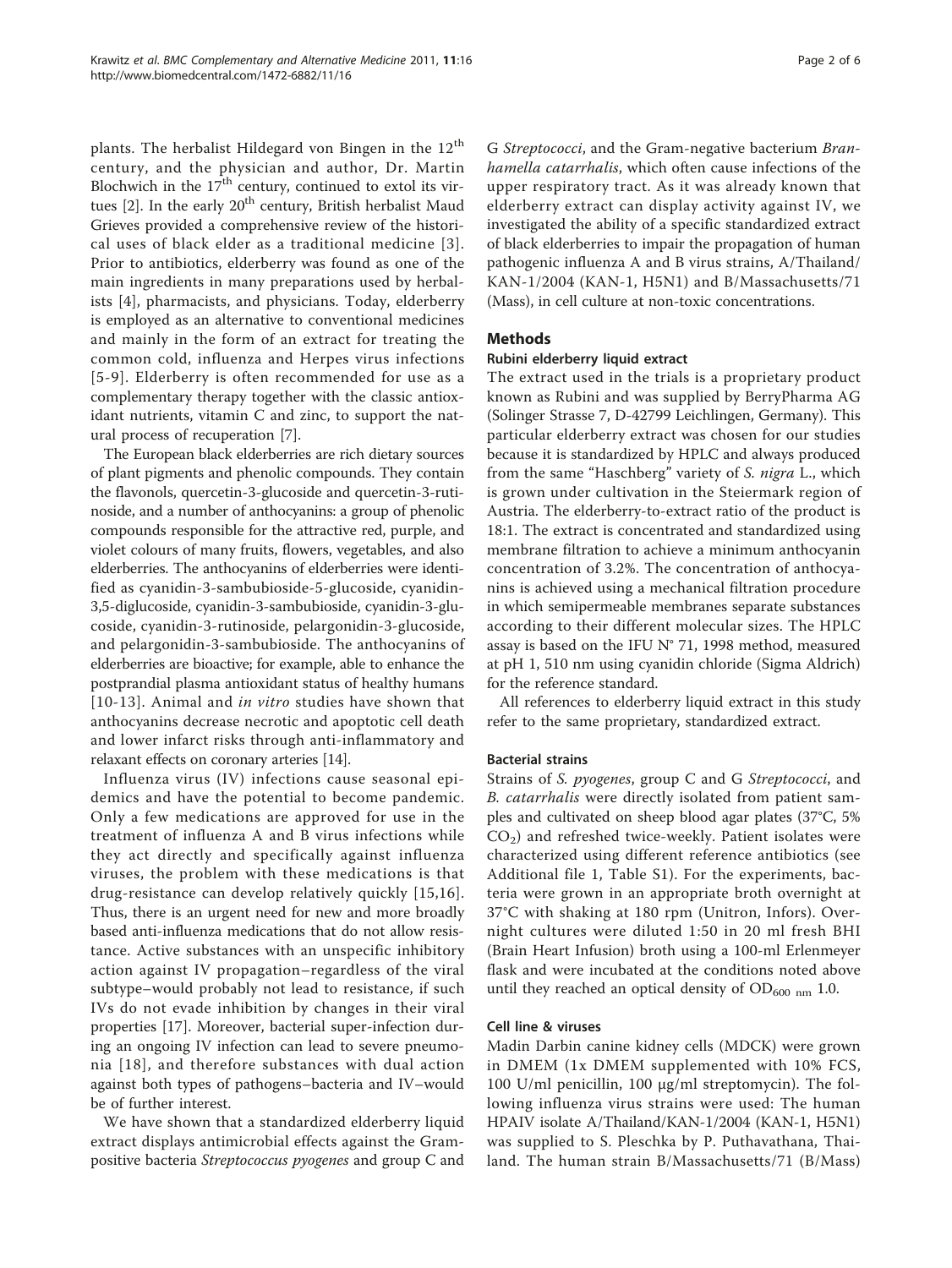plants. The herbalist Hildegard von Bingen in the $12^{th}$ century, and the physician and author, Dr. Martin Blochwich in the $17^{th}$ century, continued to extol its virtues [2]. In the early $20^{th}$ century, British herbalist Maud Grieves provided a comprehensive review of the historical uses of black elder as a traditional medicine [3]. Prior to antibiotics, elderberry was found as one of the main ingredients in many preparations used by herbalists [4], pharmacists, and physicians. Today, elderberry is employed as an alternative to conventional medicines and mainly in the form of an extract for treating the common cold, influenza and Herpes virus infections [5-9]. Elderberry is often recommended for use as a complementary therapy together with the classic antioxidant nutrients, vitamin C and zinc, to support the natural process of recuperation [7].

The European black elderberries are rich dietary sources of plant pigments and phenolic compounds. They contain the flavonols, quercetin-3-glucoside and quercetin-3-rutinoside, and a number of anthocyanins: a group of phenolic compounds responsible for the attractive red, purple, and violet colours of many fruits, flowers, vegetables, and also elderberries. The anthocyanins of elderberries were identified as cyanidin-3-sambubioside-5-glucoside, cyanidin-3,5-diglucoside, cyanidin-3-sambubioside, cyanidin-3-glucoside, cyanidin-3-rutinoside, pelargonidin-3-glucoside, and pelargonidin-3-sambubioside. The anthocyanins of elderberries are bioactive; for example, able to enhance the postprandial plasma antioxidant status of healthy humans [10-13]. Animal and *in vitro* studies have shown that anthocyanins decrease necrotic and apoptotic cell death and lower infarct risks through anti-inflammatory and relaxant effects on coronary arteries [14].

Influenza virus (IV) infections cause seasonal epidemics and have the potential to become pandemic. Only a few medications are approved for use in the treatment of influenza A and B virus infections while they act directly and specifically against influenza viruses, the problem with these medications is that drug-resistance can develop relatively quickly [15,16]. Thus, there is an urgent need for new and more broadly based anti-influenza medications that do not allow resistance. Active substances with an unspecific inhibitory action against IV propagation–regardless of the viral subtype–would probably not lead to resistance, if such IVs do not evade inhibition by changes in their viral properties [17]. Moreover, bacterial super-infection during an ongoing IV infection can lead to severe pneumonia [18], and therefore substances with dual action against both types of pathogens–bacteria and IV–would be of further interest.

We have shown that a standardized elderberry liquid extract displays antimicrobial effects against the Gram-positive bacteria *Streptococcus pyogenes* and group C and G *Streptococci*, and the Gram-negative bacterium *Branhamella catarrhalis*, which often cause infections of the upper respiratory tract. As it was already known that elderberry extract can display activity against IV, we investigated the ability of a specific standardized extract of black elderberries to impair the propagation of human pathogenic influenza A and B virus strains, A/Thailand/KAN-1/2004 (KAN-1, H5N1) and B/Massachusetts/71 (Mass), in cell culture at non-toxic concentrations.

## Methods

### Rubini elderberry liquid extract

The extract used in the trials is a proprietary product known as Rubini and was supplied by BerryPharma AG (Solinger Strasse 7, D-42799 Leichlingen, Germany). This particular elderberry extract was chosen for our studies because it is standardized by HPLC and always produced from the same "Haschberg" variety of *S. nigra* L., which is grown under cultivation in the Steiermark region of Austria. The elderberry-to-extract ratio of the product is 18:1. The extract is concentrated and standardized using membrane filtration to achieve a minimum anthocyanin concentration of 3.2%. The concentration of anthocyanins is achieved using a mechanical filtration procedure in which semipermeable membranes separate substances according to their different molecular sizes. The HPLC assay is based on the IFU N° 71, 1998 method, measured at pH 1, 510 nm using cyanidin chloride (Sigma Aldrich) for the reference standard.

All references to elderberry liquid extract in this study refer to the same proprietary, standardized extract.

### Bacterial strains

Strains of *S. pyogenes*, group C and G *Streptococci*, and *B. catarrhalis* were directly isolated from patient samples and cultivated on sheep blood agar plates (37°C, 5% $CO_2$) and refreshed twice-weekly. Patient isolates were characterized using different reference antibiotics (see Additional file 1, Table S1). For the experiments, bacteria were grown in an appropriate broth overnight at 37°C with shaking at 180 rpm (Unitron, Infors). Overnight cultures were diluted 1:50 in 20 ml fresh BHI (Brain Heart Infusion) broth using a 100-ml Erlenmeyer flask and were incubated at the conditions noted above until they reached an optical density of $OD_{600\ nm}$ 1.0.

### Cell line & viruses

Madin Darbin canine kidney cells (MDCK) were grown in DMEM (1x DMEM supplemented with 10% FCS, 100 U/ml penicillin, 100 μg/ml streptomycin). The following influenza virus strains were used: The human HPAIV isolate A/Thailand/KAN-1/2004 (KAN-1, H5N1) was supplied to S. Pleschka by P. Puthavathana, Thailand. The human strain B/Massachusetts/71 (B/Mass)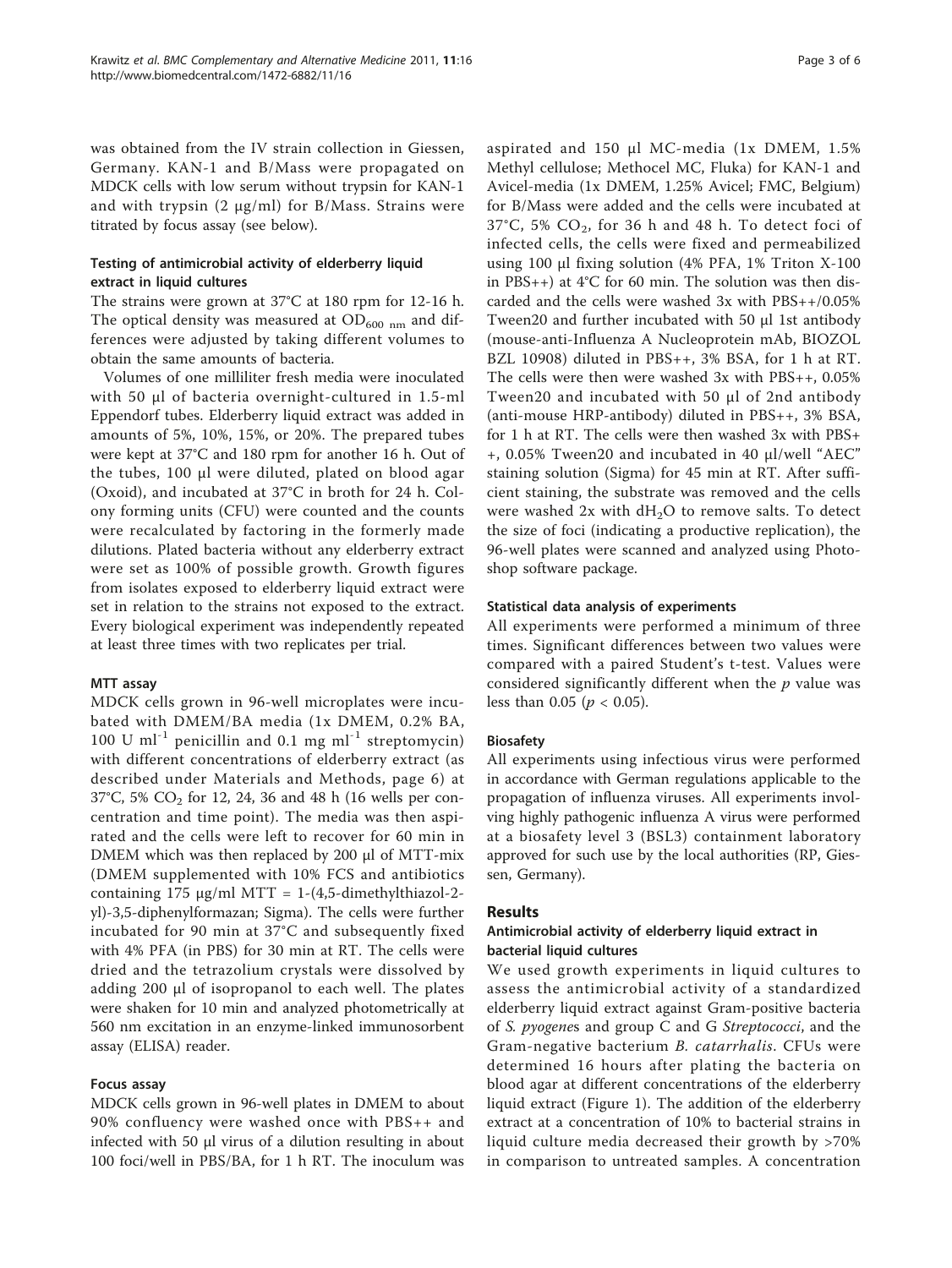was obtained from the IV strain collection in Giessen, Germany. KAN-1 and B/Mass were propagated on MDCK cells with low serum without trypsin for KAN-1 and with trypsin (2 μg/ml) for B/Mass. Strains were titrated by focus assay (see below).

### Testing of antimicrobial activity of elderberry liquid extract in liquid cultures

The strains were grown at 37°C at 180 rpm for 12-16 h. The optical density was measured at $OD_{600\ nm}$ and differences were adjusted by taking different volumes to obtain the same amounts of bacteria.

Volumes of one milliliter fresh media were inoculated with 50 μl of bacteria overnight-cultured in 1.5-ml Eppendorf tubes. Elderberry liquid extract was added in amounts of 5%, 10%, 15%, or 20%. The prepared tubes were kept at 37°C and 180 rpm for another 16 h. Out of the tubes, 100 μl were diluted, plated on blood agar (Oxoid), and incubated at 37°C in broth for 24 h. Colony forming units (CFU) were counted and the counts were recalculated by factoring in the formerly made dilutions. Plated bacteria without any elderberry extract were set as 100% of possible growth. Growth figures from isolates exposed to elderberry liquid extract were set in relation to the strains not exposed to the extract. Every biological experiment was independently repeated at least three times with two replicates per trial.

### MTT assay

MDCK cells grown in 96-well microplates were incubated with DMEM/BA media (1x DMEM, 0.2% BA, 100 U $ml^{-1}$ penicillin and 0.1 mg $ml^{-1}$ streptomycin) with different concentrations of elderberry extract (as described under Materials and Methods, page 6) at 37°C, 5% $CO_2$ for 12, 24, 36 and 48 h (16 wells per concentration and time point). The media was then aspirated and the cells were left to recover for 60 min in DMEM which was then replaced by 200 μl of MTT-mix (DMEM supplemented with 10% FCS and antibiotics containing 175 μg/ml MTT = 1-(4,5-dimethylthiazol-2-yl)-3,5-diphenylformazan; Sigma). The cells were further incubated for 90 min at 37°C and subsequently fixed with 4% PFA (in PBS) for 30 min at RT. The cells were dried and the tetrazolium crystals were dissolved by adding 200 μl of isopropanol to each well. The plates were shaken for 10 min and analyzed photometrically at 560 nm excitation in an enzyme-linked immunosorbent assay (ELISA) reader.

### Focus assay

MDCK cells grown in 96-well plates in DMEM to about 90% confluency were washed once with PBS++ and infected with 50 μl virus of a dilution resulting in about 100 foci/well in PBS/BA, for 1 h RT. The inoculum was aspirated and 150 μl MC-media (1x DMEM, 1.5% Methyl cellulose; Methocel MC, Fluka) for KAN-1 and Avicel-media (1x DMEM, 1.25% Avicel; FMC, Belgium) for B/Mass were added and the cells were incubated at 37°C, 5% $CO_2$, for 36 h and 48 h. To detect foci of infected cells, the cells were fixed and permeabilized using 100 μl fixing solution (4% PFA, 1% Triton X-100 in PBS++) at 4°C for 60 min. The solution was then discarded and the cells were washed 3x with PBS++/0.05% Tween20 and further incubated with 50 μl 1st antibody (mouse-anti-Influenza A Nucleoprotein mAb, BIOZOL BZL 10908) diluted in PBS++, 3% BSA, for 1 h at RT. The cells were then were washed 3x with PBS++, 0.05% Tween20 and incubated with 50 μl of 2nd antibody (anti-mouse HRP-antibody) diluted in PBS++, 3% BSA, for 1 h at RT. The cells were then washed 3x with PBS++, 0.05% Tween20 and incubated in 40 μl/well "AEC" staining solution (Sigma) for 45 min at RT. After sufficient staining, the substrate was removed and the cells were washed 2x with $dH_2O$ to remove salts. To detect the size of foci (indicating a productive replication), the 96-well plates were scanned and analyzed using Photoshop software package.

### Statistical data analysis of experiments

All experiments were performed a minimum of three times. Significant differences between two values were compared with a paired Student's t-test. Values were considered significantly different when the $p$ value was less than 0.05 ($p < 0.05$).

### Biosafety

All experiments using infectious virus were performed in accordance with German regulations applicable to the propagation of influenza viruses. All experiments involving highly pathogenic influenza A virus were performed at a biosafety level 3 (BSL3) containment laboratory approved for such use by the local authorities (RP, Giessen, Germany).

## Results

### Antimicrobial activity of elderberry liquid extract in bacterial liquid cultures

We used growth experiments in liquid cultures to assess the antimicrobial activity of a standardized elderberry liquid extract against Gram-positive bacteria of *S. pyogenes* and group C and G *Streptococci*, and the Gram-negative bacterium *B. catarrhalis*. CFUs were determined 16 hours after plating the bacteria on blood agar at different concentrations of the elderberry liquid extract (Figure 1). The addition of the elderberry extract at a concentration of 10% to bacterial strains in liquid culture media decreased their growth by >70% in comparison to untreated samples. A concentration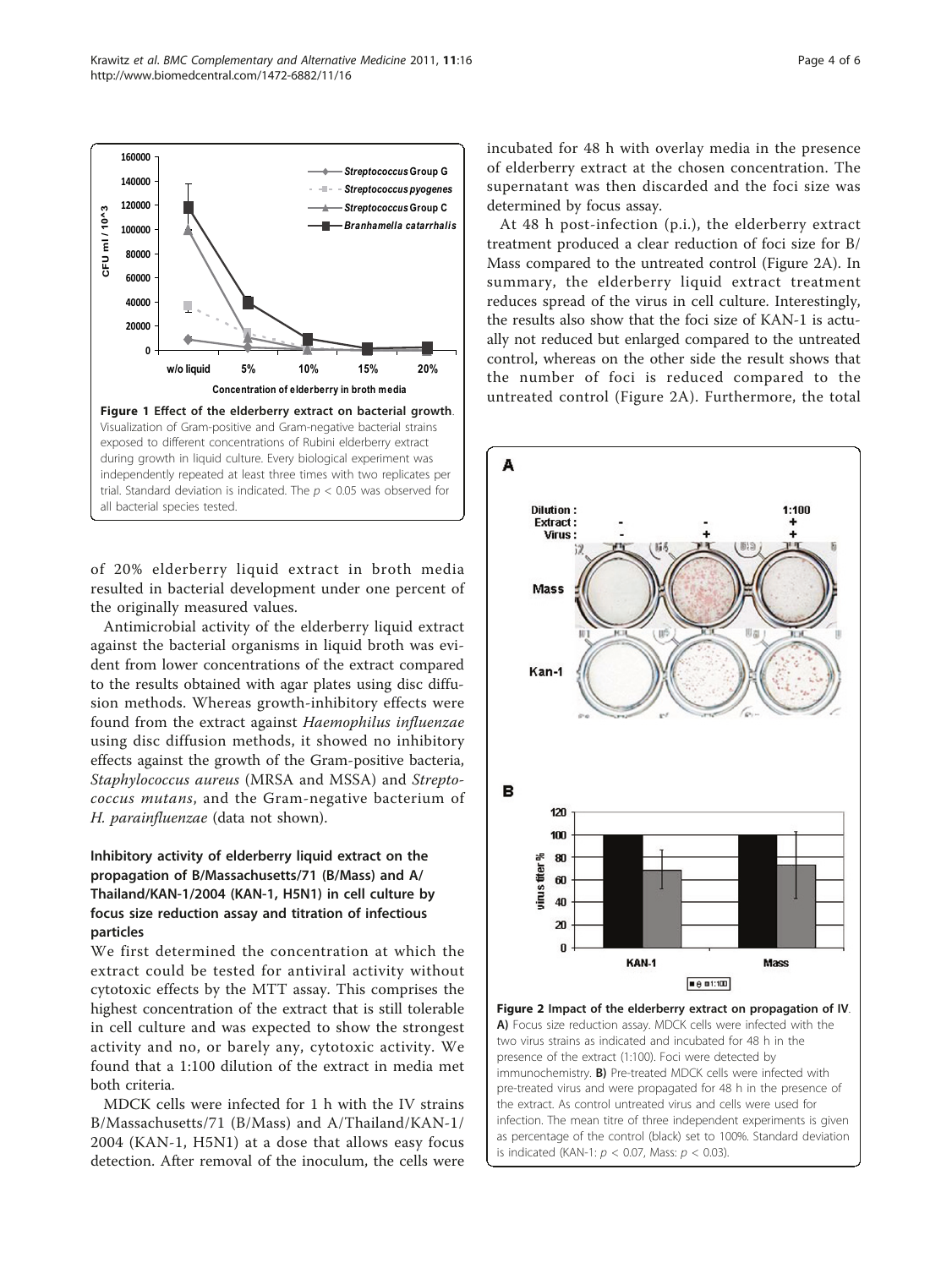**Figure 1 Effect of the elderberry extract on bacterial growth**. Visualization of Gram-positive and Gram-negative bacterial strains exposed to different concentrations of Rubini elderberry extract during growth in liquid culture. Every biological experiment was independently repeated at least three times with two replicates per trial. Standard deviation is indicated. The $p < 0.05$ was observed for all bacterial species tested.

of 20% elderberry liquid extract in broth media resulted in bacterial development under one percent of the originally measured values.

Antimicrobial activity of the elderberry liquid extract against the bacterial organisms in liquid broth was evident from lower concentrations of the extract compared to the results obtained with agar plates using disc diffusion methods. Whereas growth-inhibitory effects were found from the extract against *Haemophilus influenzae* using disc diffusion methods, it showed no inhibitory effects against the growth of the Gram-positive bacteria, *Staphylococcus aureus* (MRSA and MSSA) and *Streptococcus mutans*, and the Gram-negative bacterium of *H. parainfluenzae* (data not shown).

### Inhibitory activity of elderberry liquid extract on the propagation of B/Massachusetts/71 (B/Mass) and A/Thailand/KAN-1/2004 (KAN-1, H5N1) in cell culture by focus size reduction assay and titration of infectious particles

We first determined the concentration at which the extract could be tested for antiviral activity without cytotoxic effects by the MTT assay. This comprises the highest concentration of the extract that is still tolerable in cell culture and was expected to show the strongest activity and no, or barely any, cytotoxic activity. We found that a 1:100 dilution of the extract in media met both criteria.

MDCK cells were infected for 1 h with the IV strains B/Massachusetts/71 (B/Mass) and A/Thailand/KAN-1/2004 (KAN-1, H5N1) at a dose that allows easy focus detection. After removal of the inoculum, the cells were incubated for 48 h with overlay media in the presence of elderberry extract at the chosen concentration. The supernatant was then discarded and the foci size was determined by focus assay.

At 48 h post-infection (p.i.), the elderberry extract treatment produced a clear reduction of foci size for B/Mass compared to the untreated control (Figure 2A). In summary, the elderberry liquid extract treatment reduces spread of the virus in cell culture. Interestingly, the results also show that the foci size of KAN-1 is actually not reduced but enlarged compared to the untreated control, whereas on the other side the result shows that the number of foci is reduced compared to the untreated control (Figure 2A). Furthermore, the total

**Figure 2 Impact of the elderberry extract on propagation of IV**. **A)** Focus size reduction assay. MDCK cells were infected with the two virus strains as indicated and incubated for 48 h in the presence of the extract (1:100). Foci were detected by immunochemistry. **B)** Pre-treated MDCK cells were infected with pre-treated virus and were propagated for 48 h in the presence of the extract. As control untreated virus and cells were used for infection. The mean titre of three independent experiments is given as percentage of the control (black) set to 100%. Standard deviation is indicated (KAN-1: $p < 0.07$, Mass: $p < 0.03$).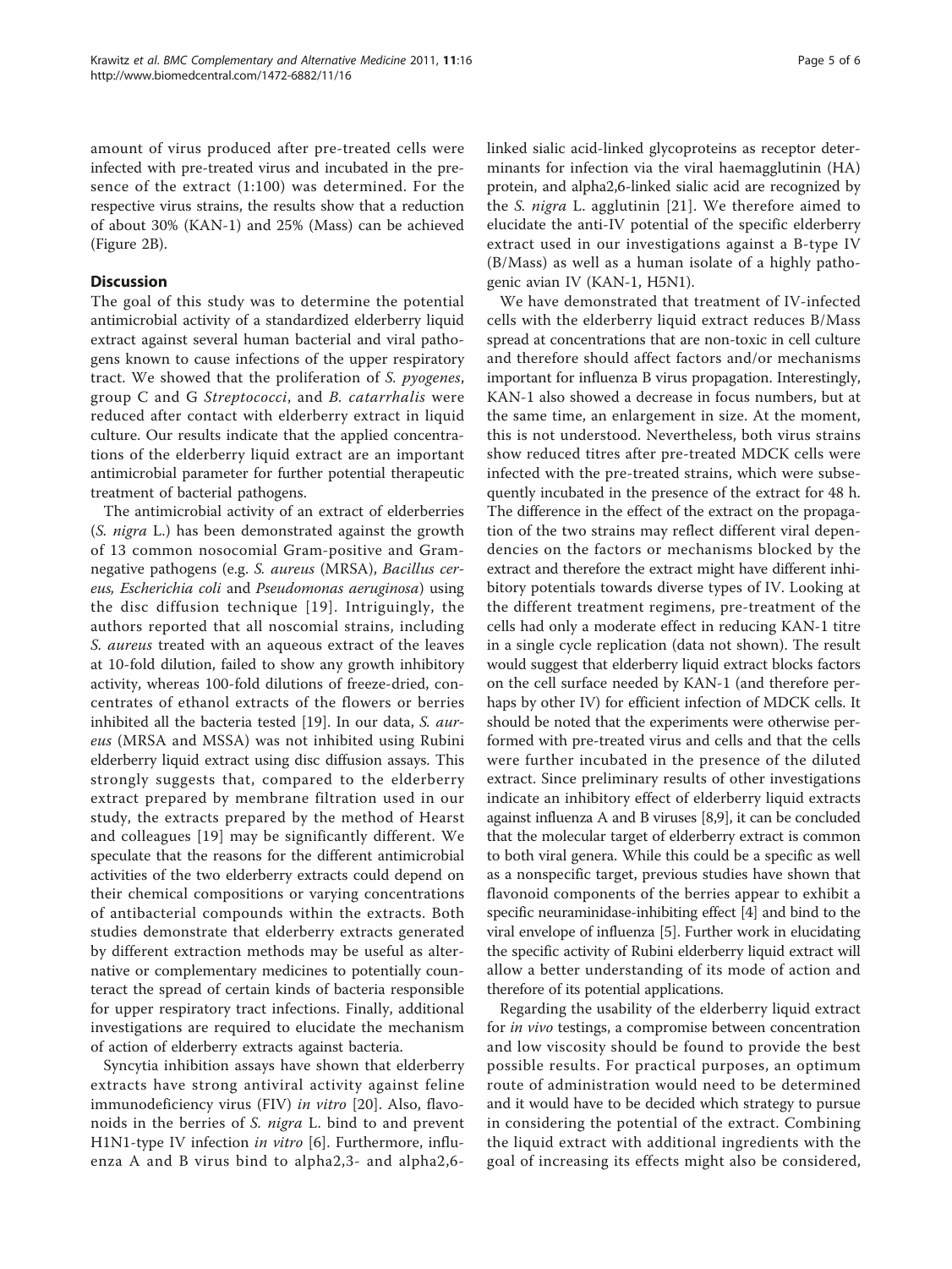amount of virus produced after pre-treated cells were infected with pre-treated virus and incubated in the presence of the extract (1:100) was determined. For the respective virus strains, the results show that a reduction of about 30% (KAN-1) and 25% (Mass) can be achieved (Figure 2B).

## Discussion

The goal of this study was to determine the potential antimicrobial activity of a standardized elderberry liquid extract against several human bacterial and viral pathogens known to cause infections of the upper respiratory tract. We showed that the proliferation of *S. pyogenes*, group C and G *Streptococci*, and *B. catarrhalis* were reduced after contact with elderberry extract in liquid culture. Our results indicate that the applied concentrations of the elderberry liquid extract are an important antimicrobial parameter for further potential therapeutic treatment of bacterial pathogens.

The antimicrobial activity of an extract of elderberries (*S. nigra* L.) has been demonstrated against the growth of 13 common nosocomial Gram-positive and Gram-negative pathogens (e.g. *S. aureus* (MRSA), *Bacillus cereus, Escherichia coli* and *Pseudomonas aeruginosa*) using the disc diffusion technique [19]. Intriguingly, the authors reported that all noscomial strains, including *S. aureus* treated with an aqueous extract of the leaves at 10-fold dilution, failed to show any growth inhibitory activity, whereas 100-fold dilutions of freeze-dried, concentrates of ethanol extracts of the flowers or berries inhibited all the bacteria tested [19]. In our data, *S. aureus* (MRSA and MSSA) was not inhibited using Rubini elderberry liquid extract using disc diffusion assays. This strongly suggests that, compared to the elderberry extract prepared by membrane filtration used in our study, the extracts prepared by the method of Hearst and colleagues [19] may be significantly different. We speculate that the reasons for the different antimicrobial activities of the two elderberry extracts could depend on their chemical compositions or varying concentrations of antibacterial compounds within the extracts. Both studies demonstrate that elderberry extracts generated by different extraction methods may be useful as alternative or complementary medicines to potentially counteract the spread of certain kinds of bacteria responsible for upper respiratory tract infections. Finally, additional investigations are required to elucidate the mechanism of action of elderberry extracts against bacteria.

Syncytia inhibition assays have shown that elderberry extracts have strong antiviral activity against feline immunodeficiency virus (FIV) *in vitro* [20]. Also, flavonoids in the berries of *S. nigra* L. bind to and prevent H1N1-type IV infection *in vitro* [6]. Furthermore, influenza A and B virus bind to alpha2,3- and alpha2,6-linked sialic acid-linked glycoproteins as receptor determinants for infection via the viral haemagglutinin (HA) protein, and alpha2,6-linked sialic acid are recognized by the *S. nigra* L. agglutinin [21]. We therefore aimed to elucidate the anti-IV potential of the specific elderberry extract used in our investigations against a B-type IV (B/Mass) as well as a human isolate of a highly pathogenic avian IV (KAN-1, H5N1).

We have demonstrated that treatment of IV-infected cells with the elderberry liquid extract reduces B/Mass spread at concentrations that are non-toxic in cell culture and therefore should affect factors and/or mechanisms important for influenza B virus propagation. Interestingly, KAN-1 also showed a decrease in focus numbers, but at the same time, an enlargement in size. At the moment, this is not understood. Nevertheless, both virus strains show reduced titres after pre-treated MDCK cells were infected with the pre-treated strains, which were subsequently incubated in the presence of the extract for 48 h. The difference in the effect of the extract on the propagation of the two strains may reflect different viral dependencies on the factors or mechanisms blocked by the extract and therefore the extract might have different inhibitory potentials towards diverse types of IV. Looking at the different treatment regimens, pre-treatment of the cells had only a moderate effect in reducing KAN-1 titre in a single cycle replication (data not shown). The result would suggest that elderberry liquid extract blocks factors on the cell surface needed by KAN-1 (and therefore perhaps by other IV) for efficient infection of MDCK cells. It should be noted that the experiments were otherwise performed with pre-treated virus and cells and that the cells were further incubated in the presence of the diluted extract. Since preliminary results of other investigations indicate an inhibitory effect of elderberry liquid extracts against influenza A and B viruses [8,9], it can be concluded that the molecular target of elderberry extract is common to both viral genera. While this could be a specific as well as a nonspecific target, previous studies have shown that flavonoid components of the berries appear to exhibit a specific neuraminidase-inhibiting effect [4] and bind to the viral envelope of influenza [5]. Further work in elucidating the specific activity of Rubini elderberry liquid extract will allow a better understanding of its mode of action and therefore of its potential applications.

Regarding the usability of the elderberry liquid extract for *in vivo* testings, a compromise between concentration and low viscosity should be found to provide the best possible results. For practical purposes, an optimum route of administration would need to be determined and it would have to be decided which strategy to pursue in considering the potential of the extract. Combining the liquid extract with additional ingredients with the goal of increasing its effects might also be considered,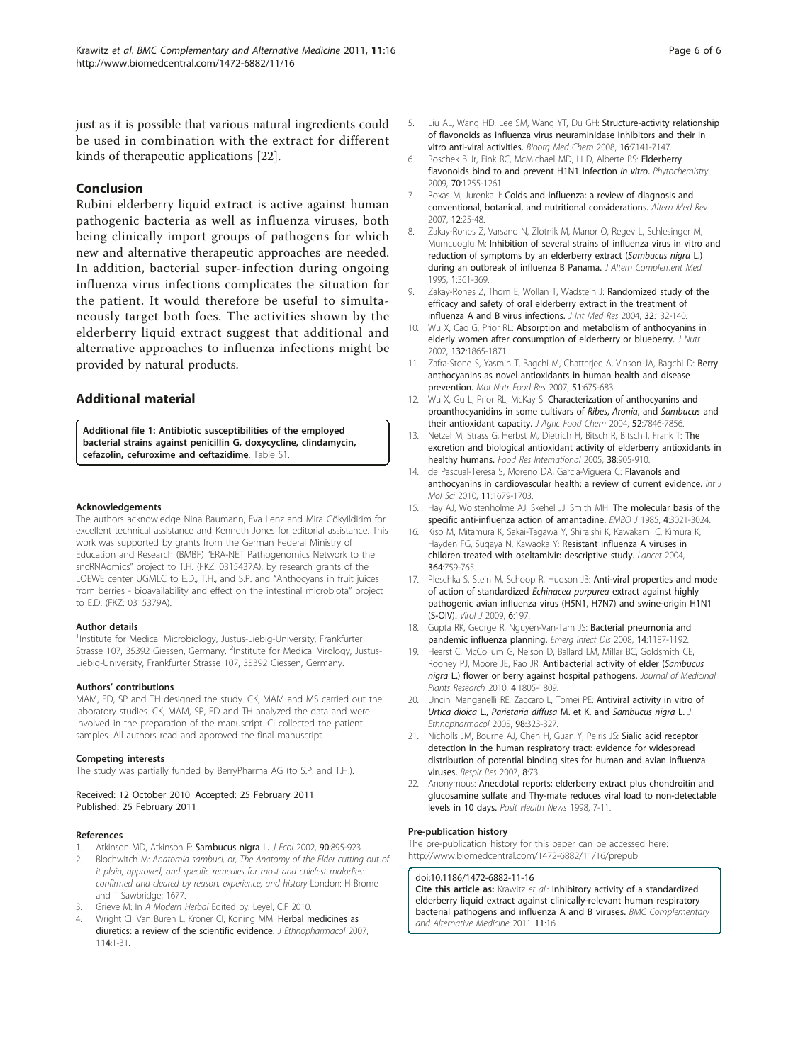just as it is possible that various natural ingredients could be used in combination with the extract for different kinds of therapeutic applications [22].

## Conclusion

Rubini elderberry liquid extract is active against human pathogenic bacteria as well as influenza viruses, both being clinically import groups of pathogens for which new and alternative therapeutic approaches are needed. In addition, bacterial super-infection during ongoing influenza virus infections complicates the situation for the patient. It would therefore be useful to simultaneously target both foes. The activities shown by the elderberry liquid extract suggest that additional and alternative approaches to influenza infections might be provided by natural products.

## Additional material

**Additional file 1: Antibiotic susceptibilities of the employed bacterial strains against penicillin G, doxycycline, clindamycin, cefazolin, cefuroxime and ceftazidime**. Table S1.

#### Acknowledgements

The authors acknowledge Nina Baumann, Eva Lenz and Mira Gökyildirim for excellent technical assistance and Kenneth Jones for editorial assistance. This work was supported by grants from the German Federal Ministry of Education and Research (BMBF) "ERA-NET Pathogenomics Network to the sncRNAomics" project to T.H. (FKZ: 0315437A), by research grants of the LOEWE center UGMLC to E.D., T.H., and S.P. and "Anthocyans in fruit juices from berries - bioavailability and effect on the intestinal microbiota" project to E.D. (FKZ: 0315379A).

#### Author details

[1]Institute for Medical Microbiology, Justus-Liebig-University, Frankfurter Strasse 107, 35392 Giessen, Germany. [2]Institute for Medical Virology, Justus-Liebig-University, Frankfurter Strasse 107, 35392 Giessen, Germany.

#### Authors' contributions

MAM, ED, SP and TH designed the study. CK, MAM and MS carried out the laboratory studies. CK, MAM, SP, ED and TH analyzed the data and were involved in the preparation of the manuscript. CI collected the patient samples. All authors read and approved the final manuscript.

#### Competing interests

The study was partially funded by BerryPharma AG (to S.P. and T.H.).

Received: 12 October 2010 Accepted: 25 February 2011
Published: 25 February 2011

#### References

1. Atkinson MD, Atkinson E: **Sambucus nigra L.** *J Ecol* 2002, **90**:895-923.
2. Blochwitch M: *Anatomia sambuci, or, The Anatomy of the Elder cutting out of it plain, approved, and specific remedies for most and chiefest maladies: confirmed and cleared by reason, experience, and history* London: H Brome and T Sawbridge; 1677.
3. Grieve M: In *A Modern Herbal* Edited by: Leyel, C.F 2010.
4. Wright CI, Van Buren L, Kroner CI, Koning MM: **Herbal medicines as diuretics: a review of the scientific evidence.** *J Ethnopharmacol* 2007, **114**:1-31.
5. Liu AL, Wang HD, Lee SM, Wang YT, Du GH: **Structure-activity relationship of flavonoids as influenza virus neuraminidase inhibitors and their in vitro anti-viral activities.** *Bioorg Med Chem* 2008, **16**:7141-7147.
6. Roschek B Jr, Fink RC, McMichael MD, Li D, Alberte RS: **Elderberry flavonoids bind to and prevent H1N1 infection *in vitro*.** *Phytochemistry* 2009, **70**:1255-1261.
7. Roxas M, Jurenka J: **Colds and influenza: a review of diagnosis and conventional, botanical, and nutritional considerations.** *Altern Med Rev* 2007, **12**:25-48.
8. Zakay-Rones Z, Varsano N, Zlotnik M, Manor O, Regev L, Schlesinger M, Mumcuoglu M: **Inhibition of several strains of influenza virus in vitro and reduction of symptoms by an elderberry extract (*Sambucus nigra* L.) during an outbreak of influenza B Panama.** *J Altern Complement Med* 1995, **1**:361-369.
9. Zakay-Rones Z, Thom E, Wollan T, Wadstein J: **Randomized study of the efficacy and safety of oral elderberry extract in the treatment of influenza A and B virus infections.** *J Int Med Res* 2004, **32**:132-140.
10. Wu X, Cao G, Prior RL: **Absorption and metabolism of anthocyanins in elderly women after consumption of elderberry or blueberry.** *J Nutr* 2002, **132**:1865-1871.
11. Zafra-Stone S, Yasmin T, Bagchi M, Chatterjee A, Vinson JA, Bagchi D: **Berry anthocyanins as novel antioxidants in human health and disease prevention.** *Mol Nutr Food Res* 2007, **51**:675-683.
12. Wu X, Gu L, Prior RL, McKay S: **Characterization of anthocyanins and proanthocyanidins in some cultivars of *Ribes*, *Aronia*, and *Sambucus* and their antioxidant capacity.** *J Agric Food Chem* 2004, **52**:7846-7856.
13. Netzel M, Strass G, Herbst M, Dietrich H, Bitsch R, Bitsch I, Frank T: **The excretion and biological antioxidant activity of elderberry antioxidants in healthy humans.** *Food Res International* 2005, **38**:905-910.
14. de Pascual-Teresa S, Moreno DA, Garcia-Viguera C: **Flavanols and anthocyanins in cardiovascular health: a review of current evidence.** *Int J Mol Sci* 2010, **11**:1679-1703.
15. Hay AJ, Wolstenholme AJ, Skehel JJ, Smith MH: **The molecular basis of the specific anti-influenza action of amantadine.** *EMBO J* 1985, **4**:3021-3024.
16. Kiso M, Mitamura K, Sakai-Tagawa Y, Shiraishi K, Kawakami C, Kimura K, Hayden FG, Sugaya N, Kawaoka Y: **Resistant influenza A viruses in children treated with oseltamivir: descriptive study.** *Lancet* 2004, **364**:759-765.
17. Pleschka S, Stein M, Schoop R, Hudson JB: **Anti-viral properties and mode of action of standardized *Echinacea purpurea* extract against highly pathogenic avian influenza virus (H5N1, H7N7) and swine-origin H1N1 (S-OIV).** *Virol J* 2009, **6**:197.
18. Gupta RK, George R, Nguyen-Van-Tam JS: **Bacterial pneumonia and pandemic influenza planning.** *Emerg Infect Dis* 2008, **14**:1187-1192.
19. Hearst C, McCollum G, Nelson D, Ballard LM, Millar BC, Goldsmith CE, Rooney PJ, Moore JE, Rao JR: **Antibacterial activity of elder (*Sambucus nigra* L.) flower or berry against hospital pathogens.** *Journal of Medicinal Plants Research* 2010, **4**:1805-1809.
20. Uncini Manganelli RE, Zaccaro L, Tomei PE: **Antiviral activity in vitro of *Urtica dioica* L., *Parietaria diffusa* M. et K. and *Sambucus nigra* L.** *J Ethnopharmacol* 2005, **98**:323-327.
21. Nicholls JM, Bourne AJ, Chen H, Guan Y, Peiris JS: **Sialic acid receptor detection in the human respiratory tract: evidence for widespread distribution of potential binding sites for human and avian influenza viruses.** *Respir Res* 2007, **8**:73.
22. Anonymous: **Anecdotal reports: elderberry extract plus chondroitin and glucosamine sulfate and Thy-mate reduces viral load to non-detectable levels in 10 days.** *Posit Health News* 1998, 7-11.

#### Pre-publication history

The pre-publication history for this paper can be accessed here:
http://www.biomedcentral.com/1472-6882/11/16/prepub

doi:10.1186/1472-6882-11-16

**Cite this article as:** Krawitz *et al.*: Inhibitory activity of a standardized elderberry liquid extract against clinically-relevant human respiratory bacterial pathogens and influenza A and B viruses. *BMC Complementary and Alternative Medicine* 2011 **11**:16.